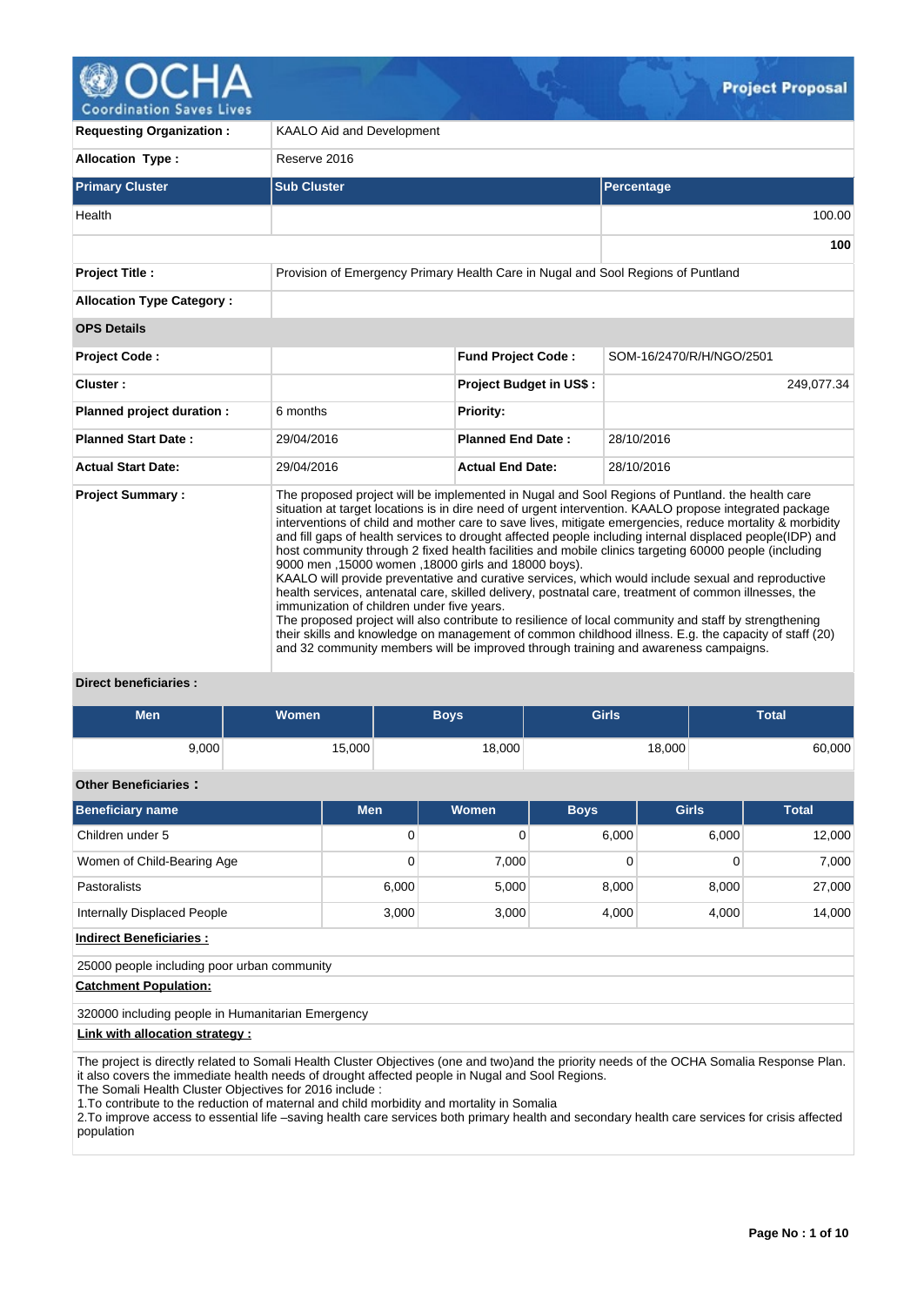# OCHA Coordination Saves Lives — Project Proposal

| | |
|---|---|
| **Requesting Organization :** | KAALO Aid and Development |
| **Allocation Type :** | Reserve 2016 |

| **Primary Cluster** | **Sub Cluster** | **Percentage** |
|---|---|---|
| Health | | 100.00 |
| | | **100** |

| | | | |
|---|---|---|---|
| **Project Title :** | Provision of Emergency Primary Health Care in Nugal and Sool Regions of Puntland | | |
| **Allocation Type Category :** | | | |
| **OPS Details** | | | |
| **Project Code :** | | **Fund Project Code :** | SOM-16/2470/R/H/NGO/2501 |
| **Cluster :** | | **Project Budget in US$ :** | 249,077.34 |
| **Planned project duration :** | 6 months | **Priority:** | |
| **Planned Start Date :** | 29/04/2016 | **Planned End Date :** | 28/10/2016 |
| **Actual Start Date:** | 29/04/2016 | **Actual End Date:** | 28/10/2016 |

**Project Summary :**

The proposed project will be implemented in Nugal and Sool Regions of Puntland. the health care situation at target locations is in dire need of urgent intervention. KAALO propose integrated package interventions of child and mother care to save lives, mitigate emergencies, reduce mortality & morbidity and fill gaps of health services to drought affected people including internal displaced people(IDP) and host community through 2 fixed health facilities and mobile clinics targeting 60000 people (including 9000 men ,15000 women ,18000 girls and 18000 boys).
KAALO will provide preventative and curative services, which would include sexual and reproductive health services, antenatal care, skilled delivery, postnatal care, treatment of common illnesses, the immunization of children under five years.
The proposed project will also contribute to resilience of local community and staff by strengthening their skills and knowledge on management of common childhood illness. E.g. the capacity of staff (20) and 32 community members will be improved through training and awareness campaigns.

**Direct beneficiaries :**

| Men | Women | Boys | Girls | Total |
|---|---|---|---|---|
| 9,000 | 15,000 | 18,000 | 18,000 | 60,000 |

**Other Beneficiaries :**

| Beneficiary name | Men | Women | Boys | Girls | Total |
|---|---|---|---|---|---|
| Children under 5 | 0 | 0 | 6,000 | 6,000 | 12,000 |
| Women of Child-Bearing Age | 0 | 7,000 | 0 | 0 | 7,000 |
| Pastoralists | 6,000 | 5,000 | 8,000 | 8,000 | 27,000 |
| Internally Displaced People | 3,000 | 3,000 | 4,000 | 4,000 | 14,000 |

**Indirect Beneficiaries :**

25000 people including poor urban community

**Catchment Population:**

320000 including people in Humanitarian Emergency

**Link with allocation strategy :**

The project is directly related to Somali Health Cluster Objectives (one and two)and the priority needs of the OCHA Somalia Response Plan. it also covers the immediate health needs of drought affected people in Nugal and Sool Regions.
The Somali Health Cluster Objectives for 2016 include :
1.To contribute to the reduction of maternal and child morbidity and mortality in Somalia
2.To improve access to essential life –saving health care services both primary health and secondary health care services for crisis affected population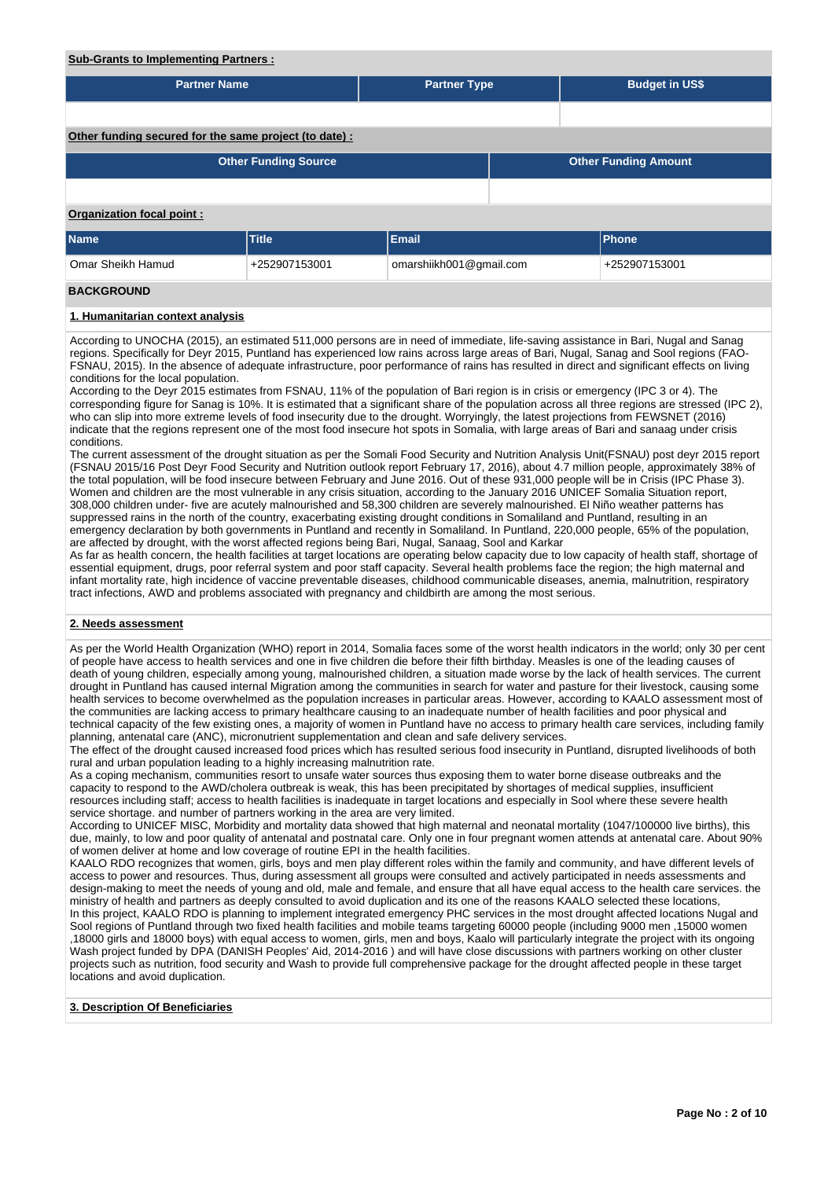**Sub-Grants to Implementing Partners :**

| Partner Name | Partner Type | Budget in US$ |
|---|---|---|
| | | |

**Other funding secured for the same project (to date) :**

| Other Funding Source | Other Funding Amount |
|---|---|
| | |

**Organization focal point :**

| Name | Title | Email | Phone |
|---|---|---|---|
| Omar Sheikh Hamud | +252907153001 | omarshiikh001@gmail.com | +252907153001 |

## BACKGROUND

### 1. Humanitarian context analysis

According to UNOCHA (2015), an estimated 511,000 persons are in need of immediate, life-saving assistance in Bari, Nugal and Sanag regions. Specifically for Deyr 2015, Puntland has experienced low rains across large areas of Bari, Nugal, Sanag and Sool regions (FAO-FSNAU, 2015). In the absence of adequate infrastructure, poor performance of rains has resulted in direct and significant effects on living conditions for the local population.
According to the Deyr 2015 estimates from FSNAU, 11% of the population of Bari region is in crisis or emergency (IPC 3 or 4). The corresponding figure for Sanag is 10%. It is estimated that a significant share of the population across all three regions are stressed (IPC 2), who can slip into more extreme levels of food insecurity due to the drought. Worryingly, the latest projections from FEWSNET (2016) indicate that the regions represent one of the most food insecure hot spots in Somalia, with large areas of Bari and sanaag under crisis conditions.
The current assessment of the drought situation as per the Somali Food Security and Nutrition Analysis Unit(FSNAU) post deyr 2015 report (FSNAU 2015/16 Post Deyr Food Security and Nutrition outlook report February 17, 2016), about 4.7 million people, approximately 38% of the total population, will be food insecure between February and June 2016. Out of these 931,000 people will be in Crisis (IPC Phase 3). Women and children are the most vulnerable in any crisis situation, according to the January 2016 UNICEF Somalia Situation report, 308,000 children under- five are acutely malnourished and 58,300 children are severely malnourished. El Niño weather patterns has suppressed rains in the north of the country, exacerbating existing drought conditions in Somaliland and Puntland, resulting in an emergency declaration by both governments in Puntland and recently in Somaliland. In Puntland, 220,000 people, 65% of the population, are affected by drought, with the worst affected regions being Bari, Nugal, Sanaag, Sool and Karkar
As far as health concern, the health facilities at target locations are operating below capacity due to low capacity of health staff, shortage of essential equipment, drugs, poor referral system and poor staff capacity. Several health problems face the region; the high maternal and infant mortality rate, high incidence of vaccine preventable diseases, childhood communicable diseases, anemia, malnutrition, respiratory tract infections, AWD and problems associated with pregnancy and childbirth are among the most serious.

### 2. Needs assessment

As per the World Health Organization (WHO) report in 2014, Somalia faces some of the worst health indicators in the world; only 30 per cent of people have access to health services and one in five children die before their fifth birthday. Measles is one of the leading causes of death of young children, especially among young, malnourished children, a situation made worse by the lack of health services. The current drought in Puntland has caused internal Migration among the communities in search for water and pasture for their livestock, causing some health services to become overwhelmed as the population increases in particular areas. However, according to KAALO assessment most of the communities are lacking access to primary healthcare causing to an inadequate number of health facilities and poor physical and technical capacity of the few existing ones, a majority of women in Puntland have no access to primary health care services, including family planning, antenatal care (ANC), micronutrient supplementation and clean and safe delivery services.
The effect of the drought caused increased food prices which has resulted serious food insecurity in Puntland, disrupted livelihoods of both rural and urban population leading to a highly increasing malnutrition rate.
As a coping mechanism, communities resort to unsafe water sources thus exposing them to water borne disease outbreaks and the capacity to respond to the AWD/cholera outbreak is weak, this has been precipitated by shortages of medical supplies, insufficient resources including staff; access to health facilities is inadequate in target locations and especially in Sool where these severe health service shortage. and number of partners working in the area are very limited.
According to UNICEF MISC, Morbidity and mortality data showed that high maternal and neonatal mortality (1047/100000 live births), this due, mainly, to low and poor quality of antenatal and postnatal care. Only one in four pregnant women attends at antenatal care. About 90% of women deliver at home and low coverage of routine EPI in the health facilities.
KAALO RDO recognizes that women, girls, boys and men play different roles within the family and community, and have different levels of access to power and resources. Thus, during assessment all groups were consulted and actively participated in needs assessments and design-making to meet the needs of young and old, male and female, and ensure that all have equal access to the health care services. the ministry of health and partners as deeply consulted to avoid duplication and its one of the reasons KAALO selected these locations,
In this project, KAALO RDO is planning to implement integrated emergency PHC services in the most drought affected locations Nugal and Sool regions of Puntland through two fixed health facilities and mobile teams targeting 60000 people (including 9000 men ,15000 women ,18000 girls and 18000 boys) with equal access to women, girls, men and boys, Kaalo will particularly integrate the project with its ongoing Wash project funded by DPA (DANISH Peoples' Aid, 2014-2016 ) and will have close discussions with partners working on other cluster projects such as nutrition, food security and Wash to provide full comprehensive package for the drought affected people in these target locations and avoid duplication.

### 3. Description Of Beneficiaries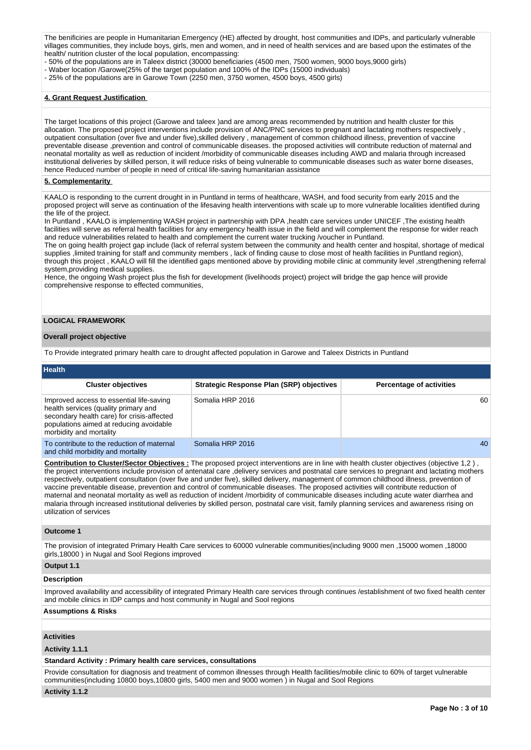The benificiries are people in Humanitarian Emergency (HE) affected by drought, host communities and IDPs, and particularly vulnerable villages communities, they include boys, girls, men and women, and in need of health services and are based upon the estimates of the health/ nutrition cluster of the local population, encompassing:

- 50% of the populations are in Taleex district (30000 beneficiaries (4500 men, 7500 women, 9000 boys,9000 girls)
- Waber location /Garowe(25% of the target population and 100% of the IDPs (15000 individuals)
- 25% of the populations are in Garowe Town (2250 men, 3750 women, 4500 boys, 4500 girls)

**4. Grant Request Justification**

The target locations of this project (Garowe and taleex )and are among areas recommended by nutrition and health cluster for this allocation. The proposed project interventions include provision of ANC/PNC services to pregnant and lactating mothers respectively , outpatient consultation (over five and under five),skilled delivery , management of common childhood illness, prevention of vaccine preventable disease ,prevention and control of communicable diseases. the proposed activities will contribute reduction of maternal and neonatal mortality as well as reduction of incident /morbidity of communicable diseases including AWD and malaria through increased institutional deliveries by skilled person, it will reduce risks of being vulnerable to communicable diseases such as water borne diseases, hence Reduced number of people in need of critical life-saving humanitarian assistance

**5. Complementarity**

KAALO is responding to the current drought in in Puntland in terms of healthcare, WASH, and food security from early 2015 and the proposed project will serve as continuation of the lifesaving health interventions with scale up to more vulnerable localities identified during the life of the project.
In Puntland , KAALO is implementing WASH project in partnership with DPA ,health care services under UNICEF ,The existing health facilities will serve as referral health facilities for any emergency health issue in the field and will complement the response for wider reach and reduce vulnerabilities related to health and complement the current water trucking /voucher in Puntland.
The on going health project gap include (lack of referral system between the community and health center and hospital, shortage of medical supplies ,limited training for staff and community members , lack of finding cause to close most of health facilities in Puntland region), through this project , KAALO will fill the identified gaps mentioned above by providing mobile clinic at community level ,strengthening referral system,providing medical supplies.
Hence, the ongoing Wash project plus the fish for development (livelihoods project) project will bridge the gap hence will provide comprehensive response to effected communities,

## LOGICAL FRAMEWORK

**Overall project objective**

To Provide integrated primary health care to drought affected population in Garowe and Taleex Districts in Puntland

**Health**

| Cluster objectives | Strategic Response Plan (SRP) objectives | Percentage of activities |
|---|---|---|
| Improved access to essential life-saving health services (quality primary and secondary health care) for crisis-affected populations aimed at reducing avoidable morbidity and mortality | Somalia HRP 2016 | 60 |
| To contribute to the reduction of maternal and child morbidity and mortality | Somalia HRP 2016 | 40 |

**Contribution to Cluster/Sector Objectives :** The proposed project interventions are in line with health cluster objectives (objective 1,2 ) , the project interventions include provision of antenatal care ,delivery services and postnatal care services to pregnant and lactating mothers respectively, outpatient consultation (over five and under five), skilled delivery, management of common childhood illness, prevention of vaccine preventable disease, prevention and control of communicable diseases. The proposed activities will contribute reduction of maternal and neonatal mortality as well as reduction of incident /morbidity of communicable diseases including acute water diarrhea and malaria through increased institutional deliveries by skilled person, postnatal care visit, family planning services and awareness rising on utilization of services

**Outcome 1**

The provision of integrated Primary Health Care services to 60000 vulnerable communities(including 9000 men ,15000 women ,18000 girls,18000 ) in Nugal and Sool Regions improved

**Output 1.1**

**Description**

Improved availability and accessibility of integrated Primary Health care services through continues /establishment of two fixed health center and mobile clinics in IDP camps and host community in Nugal and Sool regions

**Assumptions & Risks**

**Activities**

**Activity 1.1.1**

**Standard Activity : Primary health care services, consultations**

Provide consultation for diagnosis and treatment of common illnesses through Health facilities/mobile clinic to 60% of target vulnerable communities(including 10800 boys,10800 girls, 5400 men and 9000 women ) in Nugal and Sool Regions

**Activity 1.1.2**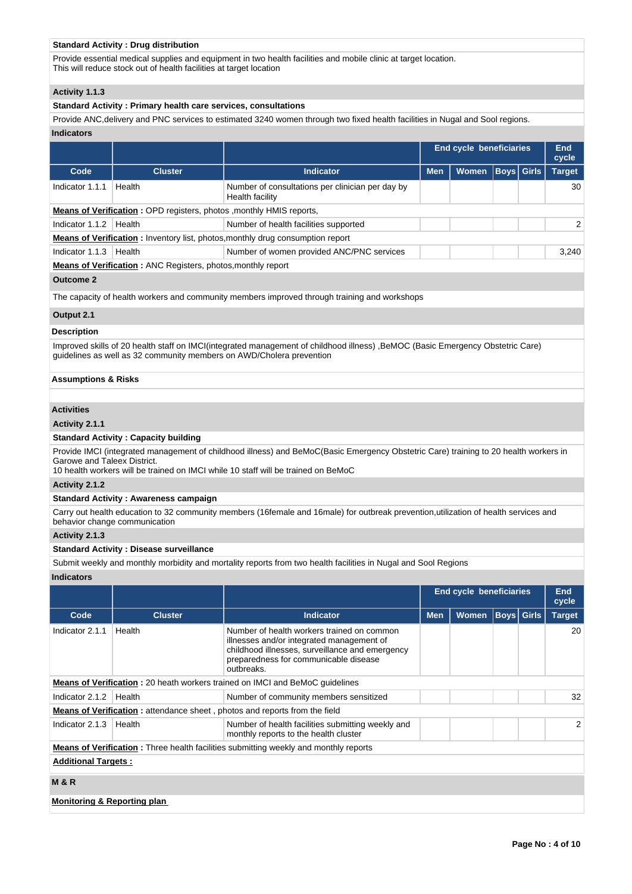**Standard Activity : Drug distribution**

Provide essential medical supplies and equipment in two health facilities and mobile clinic at target location.
This will reduce stock out of health facilities at target location

### Activity 1.1.3

**Standard Activity : Primary health care services, consultations**

Provide ANC,delivery and PNC services to estimated 3240 women through two fixed health facilities in Nugal and Sool regions.

**Indicators**

| | | | End cycle beneficiaries | | | | End cycle |
|---|---|---|---|---|---|---|---|
| **Code** | **Cluster** | **Indicator** | **Men** | **Women** | **Boys** | **Girls** | **Target** |
| Indicator 1.1.1 | Health | Number of consultations per clinician per day by Health facility | | | | | 30 |
| **Means of Verification :** OPD registers, photos ,monthly HMIS reports, | | | | | | | |
| Indicator 1.1.2 | Health | Number of health facilities supported | | | | | 2 |
| **Means of Verification :** Inventory list, photos,monthly drug consumption report | | | | | | | |
| Indicator 1.1.3 | Health | Number of women provided ANC/PNC services | | | | | 3,240 |
| **Means of Verification :** ANC Registers, photos,monthly report | | | | | | | |

### Outcome 2

The capacity of health workers and community members improved through training and workshops

### Output 2.1

**Description**

Improved skills of 20 health staff on IMCI(integrated management of childhood illness) ,BeMOC (Basic Emergency Obstetric Care) guidelines as well as 32 community members on AWD/Cholera prevention

**Assumptions & Risks**

**Activities**

### Activity 2.1.1

**Standard Activity : Capacity building**

Provide IMCI (integrated management of childhood illness) and BeMoC(Basic Emergency Obstetric Care) training to 20 health workers in Garowe and Taleex District.
10 health workers will be trained on IMCI while 10 staff will be trained on BeMoC

### Activity 2.1.2

**Standard Activity : Awareness campaign**

Carry out health education to 32 community members (16female and 16male) for outbreak prevention,utilization of health services and behavior change communication

### Activity 2.1.3

**Standard Activity : Disease surveillance**

Submit weekly and monthly morbidity and mortality reports from two health facilities in Nugal and Sool Regions

**Indicators**

| | | | End cycle beneficiaries | | | | End cycle |
|---|---|---|---|---|---|---|---|
| **Code** | **Cluster** | **Indicator** | **Men** | **Women** | **Boys** | **Girls** | **Target** |
| Indicator 2.1.1 | Health | Number of health workers trained on common illnesses and/or integrated management of childhood illnesses, surveillance and emergency preparedness for communicable disease outbreaks. | | | | | 20 |
| **Means of Verification :** 20 heath workers trained on IMCI and BeMoC guidelines | | | | | | | |
| Indicator 2.1.2 | Health | Number of community members sensitized | | | | | 32 |
| **Means of Verification :** attendance sheet , photos and reports from the field | | | | | | | |
| Indicator 2.1.3 | Health | Number of health facilities submitting weekly and monthly reports to the health cluster | | | | | 2 |
| **Means of Verification :** Three health facilities submitting weekly and monthly reports | | | | | | | |

**Additional Targets :**

### M & R

**Monitoring & Reporting plan**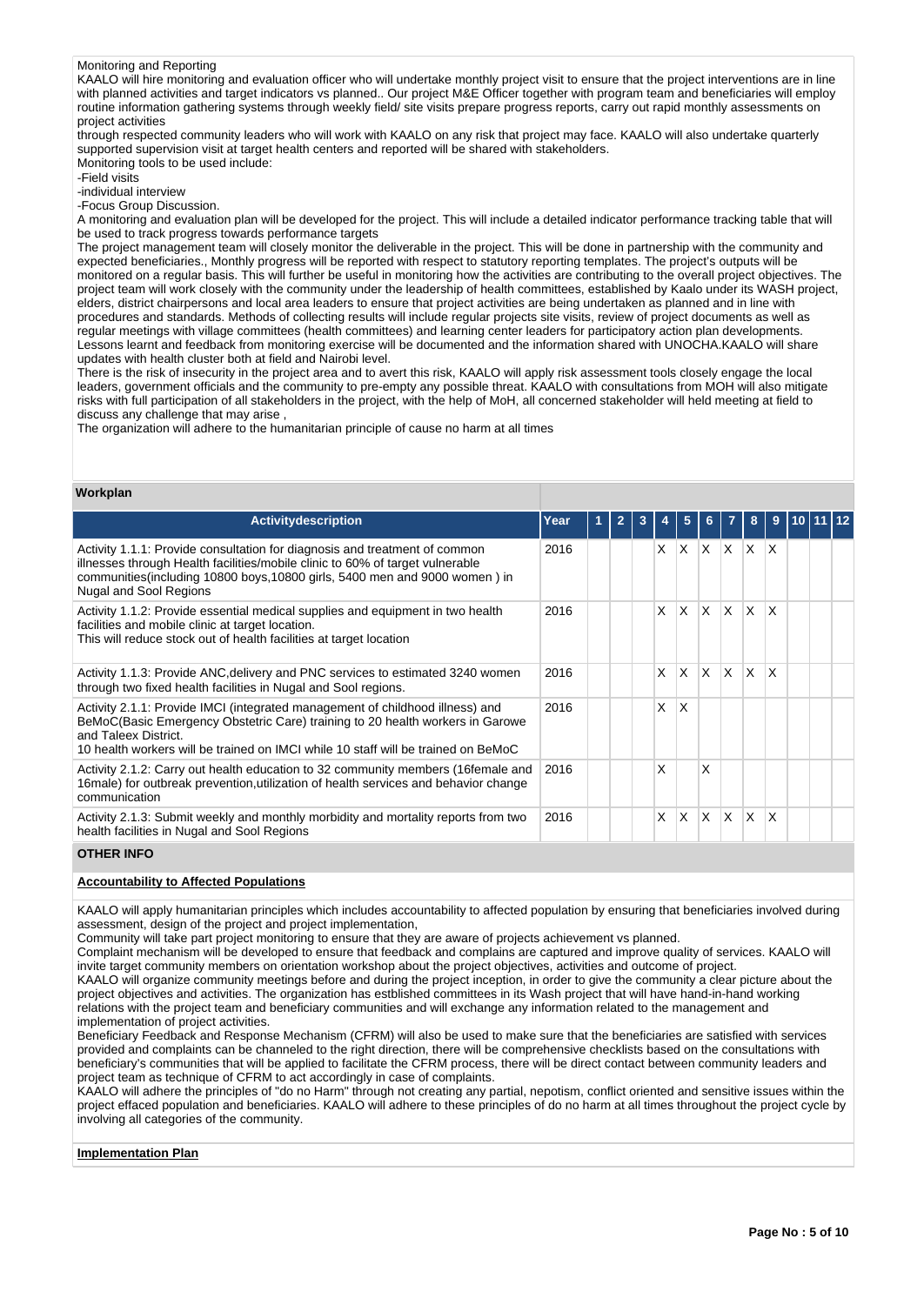Monitoring and Reporting

KAALO will hire monitoring and evaluation officer who will undertake monthly project visit to ensure that the project interventions are in line with planned activities and target indicators vs planned.. Our project M&E Officer together with program team and beneficiaries will employ routine information gathering systems through weekly field/ site visits prepare progress reports, carry out rapid monthly assessments on project activities

through respected community leaders who will work with KAALO on any risk that project may face. KAALO will also undertake quarterly supported supervision visit at target health centers and reported will be shared with stakeholders.

Monitoring tools to be used include:

-Field visits

-individual interview

-Focus Group Discussion.

A monitoring and evaluation plan will be developed for the project. This will include a detailed indicator performance tracking table that will be used to track progress towards performance targets

The project management team will closely monitor the deliverable in the project. This will be done in partnership with the community and expected beneficiaries., Monthly progress will be reported with respect to statutory reporting templates. The project's outputs will be monitored on a regular basis. This will further be useful in monitoring how the activities are contributing to the overall project objectives. The project team will work closely with the community under the leadership of health committees, established by Kaalo under its WASH project, elders, district chairpersons and local area leaders to ensure that project activities are being undertaken as planned and in line with procedures and standards. Methods of collecting results will include regular projects site visits, review of project documents as well as regular meetings with village committees (health committees) and learning center leaders for participatory action plan developments. Lessons learnt and feedback from monitoring exercise will be documented and the information shared with UNOCHA.KAALO will share updates with health cluster both at field and Nairobi level.

There is the risk of insecurity in the project area and to avert this risk, KAALO will apply risk assessment tools closely engage the local leaders, government officials and the community to pre-empty any possible threat. KAALO with consultations from MOH will also mitigate risks with full participation of all stakeholders in the project, with the help of MoH, all concerned stakeholder will held meeting at field to discuss any challenge that may arise ,

The organization will adhere to the humanitarian principle of cause no harm at all times

**Workplan**

| Activitydescription | Year | 1 | 2 | 3 | 4 | 5 | 6 | 7 | 8 | 9 | 10 | 11 | 12 |
|---|---|---|---|---|---|---|---|---|---|---|---|---|---|
| Activity 1.1.1: Provide consultation for diagnosis and treatment of common illnesses through Health facilities/mobile clinic to 60% of target vulnerable communities(including 10800 boys,10800 girls, 5400 men and 9000 women ) in Nugal and Sool Regions | 2016 | | | | X | X | X | X | X | X | | | |
| Activity 1.1.2: Provide essential medical supplies and equipment in two health facilities and mobile clinic at target location.<br>This will reduce stock out of health facilities at target location | 2016 | | | | X | X | X | X | X | X | | | |
| Activity 1.1.3: Provide ANC,delivery and PNC services to estimated 3240 women through two fixed health facilities in Nugal and Sool regions. | 2016 | | | | X | X | X | X | X | X | | | |
| Activity 2.1.1: Provide IMCI (integrated management of childhood illness) and BeMoC(Basic Emergency Obstetric Care) training to 20 health workers in Garowe and Taleex District.<br>10 health workers will be trained on IMCI while 10 staff will be trained on BeMoC | 2016 | | | | X | X | | | | | | | |
| Activity 2.1.2: Carry out health education to 32 community members (16female and 16male) for outbreak prevention,utilization of health services and behavior change communication | 2016 | | | | X | | X | | | | | | |
| Activity 2.1.3: Submit weekly and monthly morbidity and mortality reports from two health facilities in Nugal and Sool Regions | 2016 | | | | X | X | X | X | X | X | | | |

**OTHER INFO**

**Accountability to Affected Populations**

KAALO will apply humanitarian principles which includes accountability to affected population by ensuring that beneficiaries involved during assessment, design of the project and project implementation,

Community will take part project monitoring to ensure that they are aware of projects achievement vs planned.

Complaint mechanism will be developed to ensure that feedback and complains are captured and improve quality of services. KAALO will invite target community members on orientation workshop about the project objectives, activities and outcome of project.

KAALO will organize community meetings before and during the project inception, in order to give the community a clear picture about the project objectives and activities. The organization has estblished committees in its Wash project that will have hand-in-hand working relations with the project team and beneficiary communities and will exchange any information related to the management and implementation of project activities.

Beneficiary Feedback and Response Mechanism (CFRM) will also be used to make sure that the beneficiaries are satisfied with services provided and complaints can be channeled to the right direction, there will be comprehensive checklists based on the consultations with beneficiary's communities that will be applied to facilitate the CFRM process, there will be direct contact between community leaders and project team as technique of CFRM to act accordingly in case of complaints.

KAALO will adhere the principles of "do no Harm" through not creating any partial, nepotism, conflict oriented and sensitive issues within the project effaced population and beneficiaries. KAALO will adhere to these principles of do no harm at all times throughout the project cycle by involving all categories of the community.

**Implementation Plan**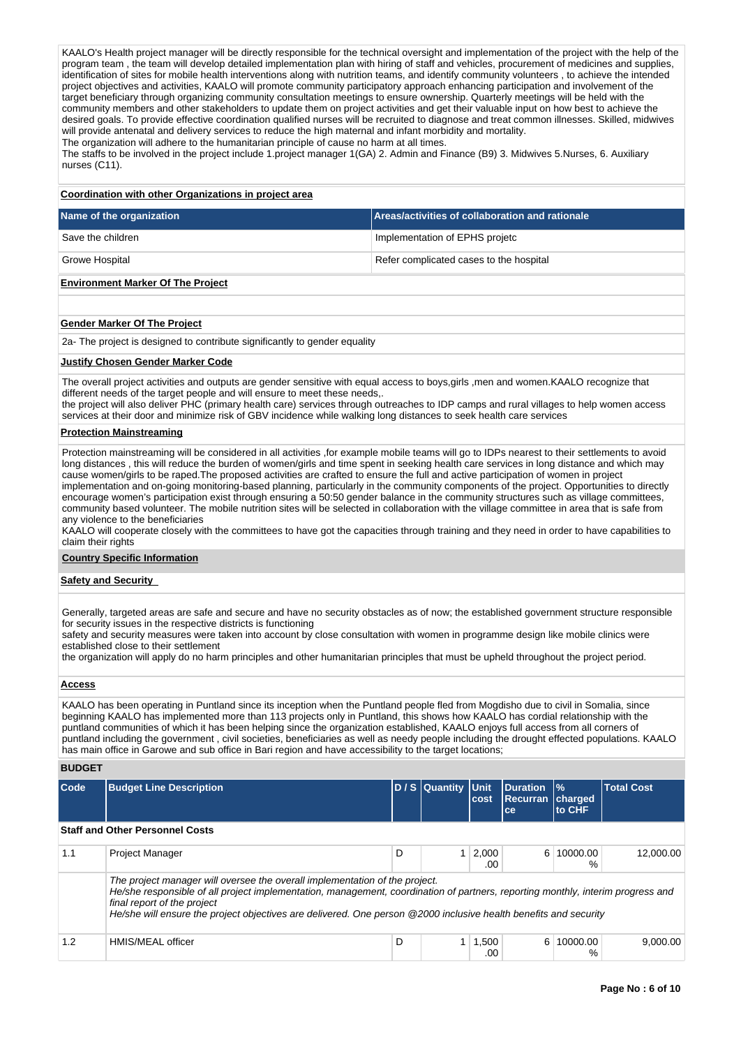KAALO's Health project manager will be directly responsible for the technical oversight and implementation of the project with the help of the program team , the team will develop detailed implementation plan with hiring of staff and vehicles, procurement of medicines and supplies, identification of sites for mobile health interventions along with nutrition teams, and identify community volunteers , to achieve the intended project objectives and activities, KAALO will promote community participatory approach enhancing participation and involvement of the target beneficiary through organizing community consultation meetings to ensure ownership. Quarterly meetings will be held with the community members and other stakeholders to update them on project activities and get their valuable input on how best to achieve the desired goals. To provide effective coordination qualified nurses will be recruited to diagnose and treat common illnesses. Skilled, midwives will provide antenatal and delivery services to reduce the high maternal and infant morbidity and mortality.
The organization will adhere to the humanitarian principle of cause no harm at all times.
The staffs to be involved in the project include 1.project manager 1(GA) 2. Admin and Finance (B9) 3. Midwives 5.Nurses, 6. Auxiliary nurses (C11).

**Coordination with other Organizations in project area**

| Name of the organization | Areas/activities of collaboration and rationale |
|---|---|
| Save the children | Implementation of EPHS projetc |
| Growe Hospital | Refer complicated cases to the hospital |

**Environment Marker Of The Project**

**Gender Marker Of The Project**

2a- The project is designed to contribute significantly to gender equality

**Justify Chosen Gender Marker Code**

The overall project activities and outputs are gender sensitive with equal access to boys,girls ,men and women.KAALO recognize that different needs of the target people and will ensure to meet these needs,.
the project will also deliver PHC (primary health care) services through outreaches to IDP camps and rural villages to help women access services at their door and minimize risk of GBV incidence while walking long distances to seek health care services

**Protection Mainstreaming**

Protection mainstreaming will be considered in all activities ,for example mobile teams will go to IDPs nearest to their settlements to avoid long distances , this will reduce the burden of women/girls and time spent in seeking health care services in long distance and which may cause women/girls to be raped.The proposed activities are crafted to ensure the full and active participation of women in project implementation and on-going monitoring-based planning, particularly in the community components of the project. Opportunities to directly encourage women's participation exist through ensuring a 50:50 gender balance in the community structures such as village committees, community based volunteer. The mobile nutrition sites will be selected in collaboration with the village committee in area that is safe from any violence to the beneficiaries
KAALO will cooperate closely with the committees to have got the capacities through training and they need in order to have capabilities to claim their rights

**Country Specific Information**

**Safety and Security**

Generally, targeted areas are safe and secure and have no security obstacles as of now; the established government structure responsible for security issues in the respective districts is functioning
safety and security measures were taken into account by close consultation with women in programme design like mobile clinics were established close to their settlement
the organization will apply do no harm principles and other humanitarian principles that must be upheld throughout the project period.

**Access**

KAALO has been operating in Puntland since its inception when the Puntland people fled from Mogdisho due to civil in Somalia, since beginning KAALO has implemented more than 113 projects only in Puntland, this shows how KAALO has cordial relationship with the puntland communities of which it has been helping since the organization established, KAALO enjoys full access from all corners of puntland including the government , civil societies, beneficiaries as well as needy people including the drought effected populations. KAALO has main office in Garowe and sub office in Bari region and have accessibility to the target locations;

**BUDGET**

| Code | Budget Line Description | D / S | Quantity | Unit cost | Duration Recurrance | % charged to CHF | Total Cost |
|---|---|---|---|---|---|---|---|
| **Staff and Other Personnel Costs** | | | | | | | |
| 1.1 | Project Manager | D | 1 | 2,000.00 | 6 | 10000.00 % | 12,000.00 |
| | *The project manager will oversee the overall implementation of the project.<br>He/she responsible of all project implementation, management, coordination of partners, reporting monthly, interim progress and final report of the project<br>He/she will ensure the project objectives are delivered. One person @2000 inclusive health benefits and security* | | | | | | |
| 1.2 | HMIS/MEAL officer | D | 1 | 1,500.00 | 6 | 10000.00 % | 9,000.00 |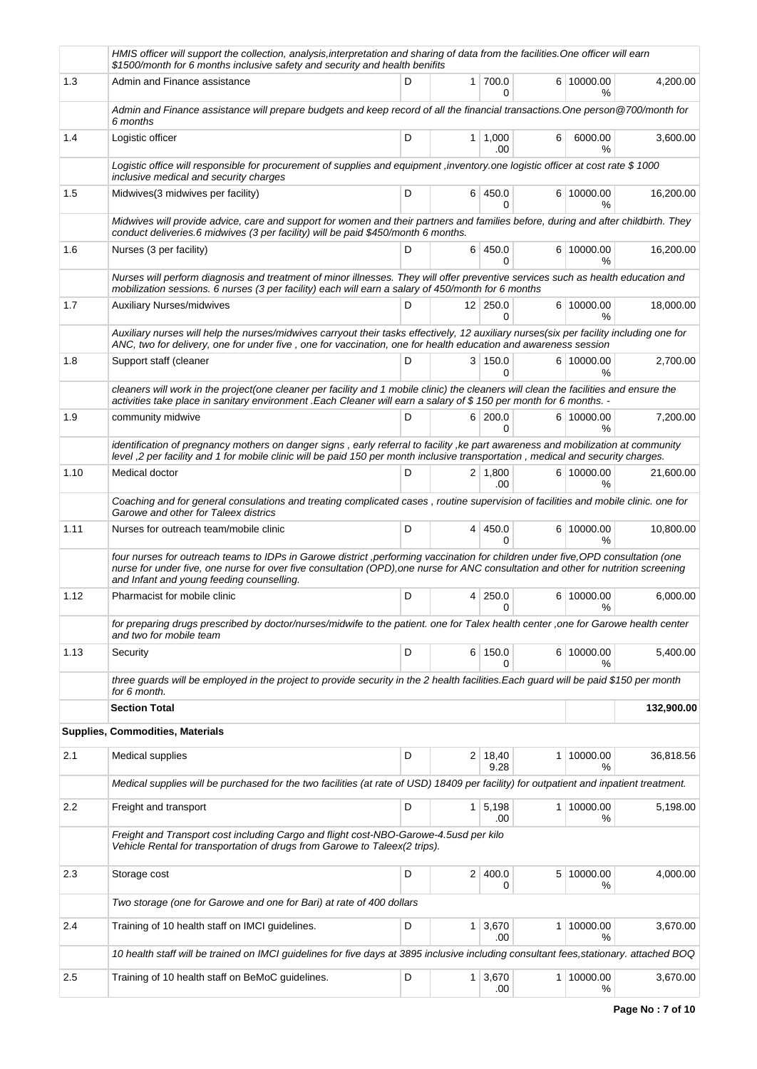|  |  |  |  |  |  |  |  |
|---|---|---|---|---|---|---|---|
|  | *HMIS officer will support the collection, analysis,interpretation and sharing of data from the facilities.One officer will earn $1500/month for 6 months inclusive safety and security and health benifits* |  |  |  |  |  |  |
| 1.3 | Admin and Finance assistance | D | 1 | 700.00 | 6 | 10000.00 % | 4,200.00 |
|  | *Admin and Finance assistance will prepare budgets and keep record of all the financial transactions.One person@700/month for 6 months* |  |  |  |  |  |  |
| 1.4 | Logistic officer | D | 1 | 1,000.00 | 6 | 6000.00 % | 3,600.00 |
|  | *Logistic office will responsible for procurement of supplies and equipment ,inventory.one logistic officer at cost rate $ 1000 inclusive medical and security charges* |  |  |  |  |  |  |
| 1.5 | Midwives(3 midwives per facility) | D | 6 | 450.00 | 6 | 10000.00 % | 16,200.00 |
|  | *Midwives will provide advice, care and support for women and their partners and families before, during and after childbirth. They conduct deliveries.6 midwives (3 per facility) will be paid $450/month 6 months.* |  |  |  |  |  |  |
| 1.6 | Nurses (3 per facility) | D | 6 | 450.00 | 6 | 10000.00 % | 16,200.00 |
|  | *Nurses will perform diagnosis and treatment of minor illnesses. They will offer preventive services such as health education and mobilization sessions. 6 nurses (3 per facility) each will earn a salary of 450/month for 6 months* |  |  |  |  |  |  |
| 1.7 | Auxiliary Nurses/midwives | D | 12 | 250.00 | 6 | 10000.00 % | 18,000.00 |
|  | *Auxiliary nurses will help the nurses/midwives carryout their tasks effectively, 12 auxiliary nurses(six per facility including one for ANC, two for delivery, one for under five , one for vaccination, one for health education and awareness session* |  |  |  |  |  |  |
| 1.8 | Support staff (cleaner | D | 3 | 150.00 | 6 | 10000.00 % | 2,700.00 |
|  | *cleaners will work in the project(one cleaner per facility and 1 mobile clinic) the cleaners will clean the facilities and ensure the activities take place in sanitary environment .Each Cleaner will earn a salary of $ 150 per month for 6 months. -* |  |  |  |  |  |  |
| 1.9 | community midwive | D | 6 | 200.00 | 6 | 10000.00 % | 7,200.00 |
|  | *identification of pregnancy mothers on danger signs , early referral to facility ,ke part awareness and mobilization at community level ,2 per facility and 1 for mobile clinic will be paid 150 per month inclusive transportation , medical and security charges.* |  |  |  |  |  |  |
| 1.10 | Medical doctor | D | 2 | 1,800.00 | 6 | 10000.00 % | 21,600.00 |
|  | *Coaching and for general consulations and treating complicated cases , routine supervision of facilities and mobile clinic. one for Garowe and other for Taleex districs* |  |  |  |  |  |  |
| 1.11 | Nurses for outreach team/mobile clinic | D | 4 | 450.00 | 6 | 10000.00 % | 10,800.00 |
|  | *four nurses for outreach teams to IDPs in Garowe district ,performing vaccination for children under five,OPD consultation (one nurse for under five, one nurse for over five consultation (OPD),one nurse for ANC consultation and other for nutrition screening and Infant and young feeding counselling.* |  |  |  |  |  |  |
| 1.12 | Pharmacist for mobile clinic | D | 4 | 250.00 | 6 | 10000.00 % | 6,000.00 |
|  | *for preparing drugs prescribed by doctor/nurses/midwife to the patient. one for Talex health center ,one for Garowe health center and two for mobile team* |  |  |  |  |  |  |
| 1.13 | Security | D | 6 | 150.00 | 6 | 10000.00 % | 5,400.00 |
|  | *three guards will be employed in the project to provide security in the 2 health facilities.Each guard will be paid $150 per month for 6 month.* |  |  |  |  |  |  |
|  | **Section Total** |  |  |  |  |  | **132,900.00** |
|  | **Supplies, Commodities, Materials** |  |  |  |  |  |  |
| 2.1 | Medical supplies | D | 2 | 18,409.28 | 1 | 10000.00 % | 36,818.56 |
|  | *Medical supplies will be purchased for the two facilities (at rate of USD) 18409 per facility) for outpatient and inpatient treatment.* |  |  |  |  |  |  |
| 2.2 | Freight and transport | D | 1 | 5,198.00 | 1 | 10000.00 % | 5,198.00 |
|  | *Freight and Transport cost including Cargo and flight cost-NBO-Garowe-4.5usd per kilo Vehicle Rental for transportation of drugs from Garowe to Taleex(2 trips).* |  |  |  |  |  |  |
| 2.3 | Storage cost | D | 2 | 400.00 | 5 | 10000.00 % | 4,000.00 |
|  | *Two storage (one for Garowe and one for Bari) at rate of 400 dollars* |  |  |  |  |  |  |
| 2.4 | Training of 10 health staff on IMCI guidelines. | D | 1 | 3,670.00 | 1 | 10000.00 % | 3,670.00 |
|  | *10 health staff will be trained on IMCI guidelines for five days at 3895 inclusive including consultant fees,stationary. attached BOQ* |  |  |  |  |  |  |
| 2.5 | Training of 10 health staff on BeMoC guidelines. | D | 1 | 3,670.00 | 1 | 10000.00 % | 3,670.00 |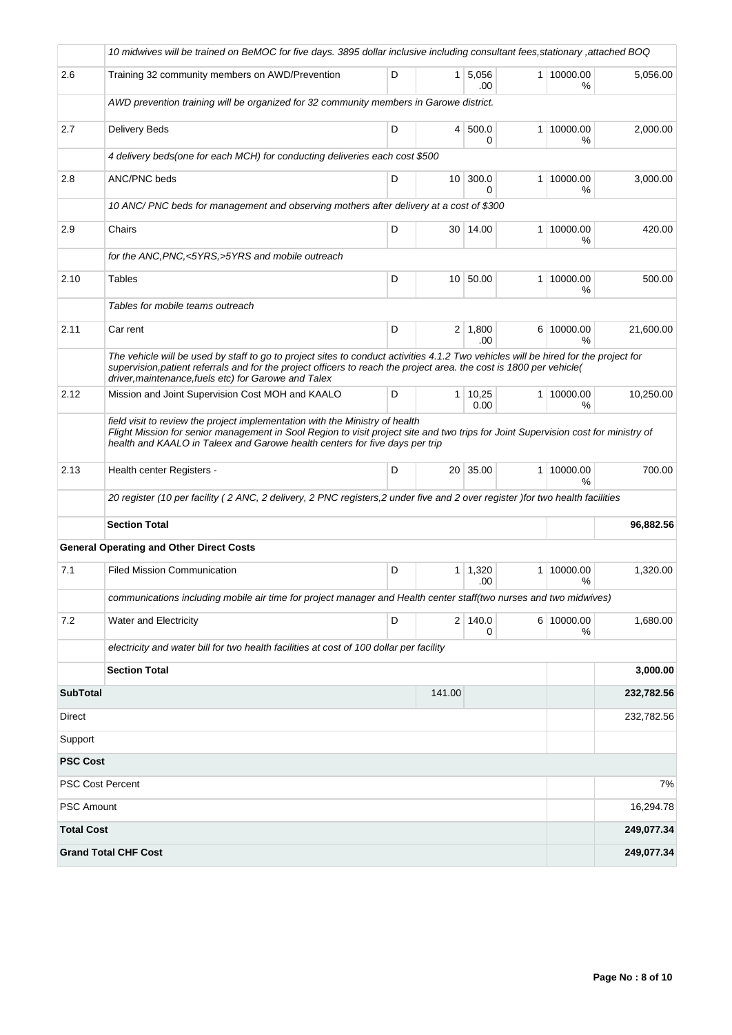| | | | | | | | |
|---|---|---|---|---|---|---|---|
| | *10 midwives will be trained on BeMOC for five days. 3895 dollar inclusive including consultant fees,stationary ,attached BOQ* | | | | | | |
| 2.6 | Training 32 community members on AWD/Prevention | D | 1 | 5,056.00 | 1 | 10000.00 % | 5,056.00 |
| | *AWD prevention training will be organized for 32 community members in Garowe district.* | | | | | | |
| 2.7 | Delivery Beds | D | 4 | 500.00 | 1 | 10000.00 % | 2,000.00 |
| | *4 delivery beds(one for each MCH) for conducting deliveries each cost $500* | | | | | | |
| 2.8 | ANC/PNC beds | D | 10 | 300.00 | 1 | 10000.00 % | 3,000.00 |
| | *10 ANC/ PNC beds for management and observing mothers after delivery at a cost of $300* | | | | | | |
| 2.9 | Chairs | D | 30 | 14.00 | 1 | 10000.00 % | 420.00 |
| | *for the ANC,PNC,<5YRS,>5YRS and mobile outreach* | | | | | | |
| 2.10 | Tables | D | 10 | 50.00 | 1 | 10000.00 % | 500.00 |
| | *Tables for mobile teams outreach* | | | | | | |
| 2.11 | Car rent | D | 2 | 1,800.00 | 6 | 10000.00 % | 21,600.00 |
| | *The vehicle will be used by staff to go to project sites to conduct activities 4.1.2 Two vehicles will be hired for the project for supervision,patient referrals and for the project officers to reach the project area. the cost is 1800 per vehicle( driver,maintenance,fuels etc) for Garowe and Talex* | | | | | | |
| 2.12 | Mission and Joint Supervision Cost MOH and KAALO | D | 1 | 10,250.00 | 1 | 10000.00 % | 10,250.00 |
| | *field visit to review the project implementation with the Ministry of health Flight Mission for senior management in Sool Region to visit project site and two trips for Joint Supervision cost for ministry of health and KAALO in Taleex and Garowe health centers for five days per trip* | | | | | | |
| 2.13 | Health center Registers - | D | 20 | 35.00 | 1 | 10000.00 % | 700.00 |
| | *20 register (10 per facility ( 2 ANC, 2 delivery, 2 PNC registers,2 under five and 2 over register )for two health facilities* | | | | | | |
| | **Section Total** | | | | | | **96,882.56** |
| | **General Operating and Other Direct Costs** | | | | | | |
| 7.1 | Filed Mission Communication | D | 1 | 1,320.00 | 1 | 10000.00 % | 1,320.00 |
| | *communications including mobile air time for project manager and Health center staff(two nurses and two midwives)* | | | | | | |
| 7.2 | Water and Electricity | D | 2 | 140.00 | 6 | 10000.00 % | 1,680.00 |
| | *electricity and water bill for two health facilities at cost of 100 dollar per facility* | | | | | | |
| | **Section Total** | | | | | | **3,000.00** |
| **SubTotal** | | | 141.00 | | | | **232,782.56** |
| Direct | | | | | | | 232,782.56 |
| Support | | | | | | | |
| **PSC Cost** | | | | | | | |
| PSC Cost Percent | | | | | | | 7% |
| PSC Amount | | | | | | | 16,294.78 |
| **Total Cost** | | | | | | | **249,077.34** |
| **Grand Total CHF Cost** | | | | | | | **249,077.34** |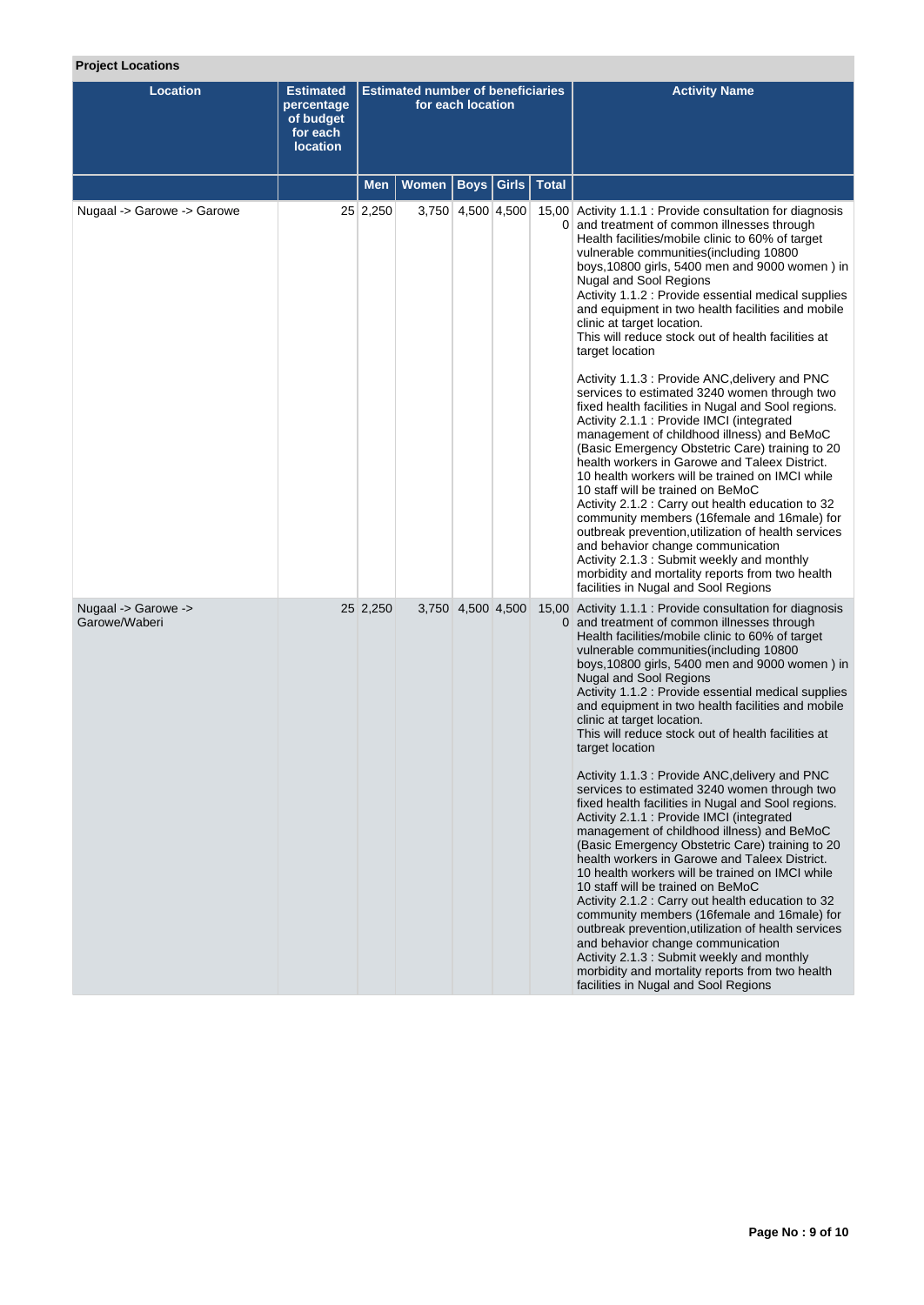**Project Locations**

| Location | Estimated percentage of budget for each location | Estimated number of beneficiaries for each location | | | | | Activity Name |
|---|---|---|---|---|---|---|---|
| | | Men | Women | Boys | Girls | Total | |
| Nugaal -> Garowe -> Garowe | 25 | 2,250 | 3,750 | 4,500 | 4,500 | 15,000 | Activity 1.1.1 : Provide consultation for diagnosis and treatment of common illnesses through Health facilities/mobile clinic to 60% of target vulnerable communities(including 10800 boys,10800 girls, 5400 men and 9000 women ) in Nugal and Sool Regions<br>Activity 1.1.2 : Provide essential medical supplies and equipment in two health facilities and mobile clinic at target location.<br>This will reduce stock out of health facilities at target location<br><br>Activity 1.1.3 : Provide ANC,delivery and PNC services to estimated 3240 women through two fixed health facilities in Nugal and Sool regions.<br>Activity 2.1.1 : Provide IMCI (integrated management of childhood illness) and BeMoC (Basic Emergency Obstetric Care) training to 20 health workers in Garowe and Taleex District. 10 health workers will be trained on IMCI while 10 staff will be trained on BeMoC<br>Activity 2.1.2 : Carry out health education to 32 community members (16female and 16male) for outbreak prevention,utilization of health services and behavior change communication<br>Activity 2.1.3 : Submit weekly and monthly morbidity and mortality reports from two health facilities in Nugal and Sool Regions |
| Nugaal -> Garowe -> Garowe/Waberi | 25 | 2,250 | 3,750 | 4,500 | 4,500 | 15,000 | Activity 1.1.1 : Provide consultation for diagnosis and treatment of common illnesses through Health facilities/mobile clinic to 60% of target vulnerable communities(including 10800 boys,10800 girls, 5400 men and 9000 women ) in Nugal and Sool Regions<br>Activity 1.1.2 : Provide essential medical supplies and equipment in two health facilities and mobile clinic at target location.<br>This will reduce stock out of health facilities at target location<br><br>Activity 1.1.3 : Provide ANC,delivery and PNC services to estimated 3240 women through two fixed health facilities in Nugal and Sool regions.<br>Activity 2.1.1 : Provide IMCI (integrated management of childhood illness) and BeMoC (Basic Emergency Obstetric Care) training to 20 health workers in Garowe and Taleex District. 10 health workers will be trained on IMCI while 10 staff will be trained on BeMoC<br>Activity 2.1.2 : Carry out health education to 32 community members (16female and 16male) for outbreak prevention,utilization of health services and behavior change communication<br>Activity 2.1.3 : Submit weekly and monthly morbidity and mortality reports from two health facilities in Nugal and Sool Regions |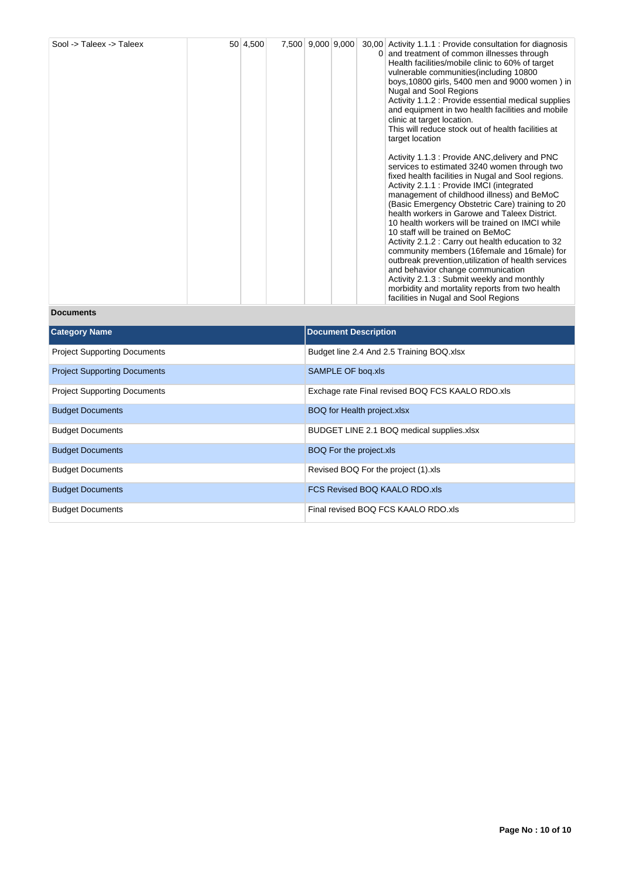| | | | | | | | |
|---|---|---|---|---|---|---|---|
| Sool -> Taleex -> Taleex | | 50 | 4,500 | 7,500 | 9,000 | 9,000 | 30,000 | Activity 1.1.1 : Provide consultation for diagnosis and treatment of common illnesses through Health facilities/mobile clinic to 60% of target vulnerable communities(including 10800 boys,10800 girls, 5400 men and 9000 women ) in Nugal and Sool Regions<br>Activity 1.1.2 : Provide essential medical supplies and equipment in two health facilities and mobile clinic at target location.<br>This will reduce stock out of health facilities at target location<br><br>Activity 1.1.3 : Provide ANC,delivery and PNC services to estimated 3240 women through two fixed health facilities in Nugal and Sool regions.<br>Activity 2.1.1 : Provide IMCI (integrated management of childhood illness) and BeMoC (Basic Emergency Obstetric Care) training to 20 health workers in Garowe and Taleex District.<br>10 health workers will be trained on IMCI while 10 staff will be trained on BeMoC<br>Activity 2.1.2 : Carry out health education to 32 community members (16female and 16male) for outbreak prevention,utilization of health services and behavior change communication<br>Activity 2.1.3 : Submit weekly and monthly morbidity and mortality reports from two health facilities in Nugal and Sool Regions |

**Documents**

| Category Name | Document Description |
|---|---|
| Project Supporting Documents | Budget line 2.4 And 2.5 Training BOQ.xlsx |
| Project Supporting Documents | SAMPLE OF boq.xls |
| Project Supporting Documents | Exchage rate Final revised BOQ FCS KAALO RDO.xls |
| Budget Documents | BOQ for Health project.xlsx |
| Budget Documents | BUDGET LINE 2.1 BOQ medical supplies.xlsx |
| Budget Documents | BOQ For the project.xls |
| Budget Documents | Revised BOQ For the project (1).xls |
| Budget Documents | FCS Revised BOQ KAALO RDO.xls |
| Budget Documents | Final revised BOQ FCS KAALO RDO.xls |